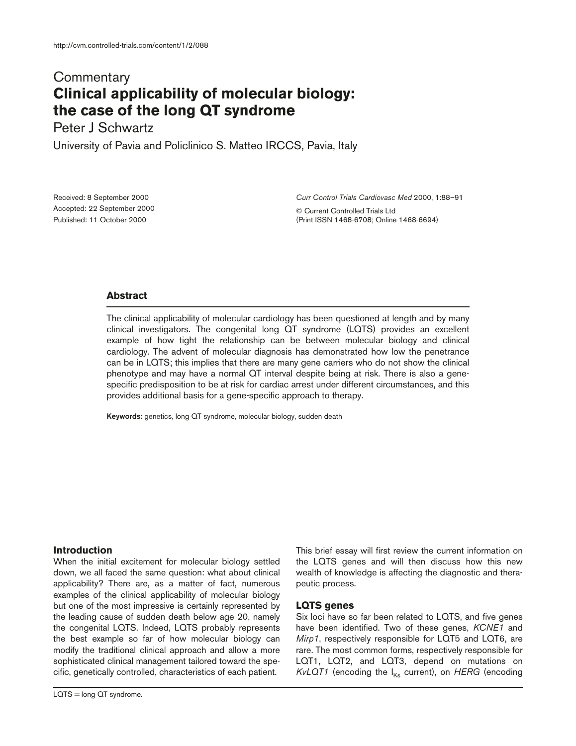http://cvm.controlled-trials.com/content/1/2/088

Commentary

# Clinical applicability of molecular biology: the case of the long QT syndrome

Peter J Schwartz

University of Pavia and Policlinico S. Matteo IRCCS, Pavia, Italy

Received: 8 September 2000
Accepted: 22 September 2000
Published: 11 October 2000

*Curr Control Trials Cardiovasc Med* 2000, **1**:88–91

© Current Controlled Trials Ltd
(Print ISSN 1468-6708; Online 1468-6694)

## Abstract

The clinical applicability of molecular cardiology has been questioned at length and by many clinical investigators. The congenital long QT syndrome (LQTS) provides an excellent example of how tight the relationship can be between molecular biology and clinical cardiology. The advent of molecular diagnosis has demonstrated how low the penetrance can be in LQTS; this implies that there are many gene carriers who do not show the clinical phenotype and may have a normal QT interval despite being at risk. There is also a gene-specific predisposition to be at risk for cardiac arrest under different circumstances, and this provides additional basis for a gene-specific approach to therapy.

**Keywords:** genetics, long QT syndrome, molecular biology, sudden death

## Introduction

When the initial excitement for molecular biology settled down, we all faced the same question: what about clinical applicability? There are, as a matter of fact, numerous examples of the clinical applicability of molecular biology but one of the most impressive is certainly represented by the leading cause of sudden death below age 20, namely the congenital LQTS. Indeed, LQTS probably represents the best example so far of how molecular biology can modify the traditional clinical approach and allow a more sophisticated clinical management tailored toward the specific, genetically controlled, characteristics of each patient.

This brief essay will first review the current information on the LQTS genes and will then discuss how this new wealth of knowledge is affecting the diagnostic and therapeutic process.

## LQTS genes

Six loci have so far been related to LQTS, and five genes have been identified. Two of these genes, *KCNE1* and *Mirp1*, respectively responsible for LQT5 and LQT6, are rare. The most common forms, respectively responsible for LQT1, LQT2, and LQT3, depend on mutations on *KvLQT1* (encoding the $I_{Ks}$ current), on *HERG* (encoding

LQTS = long QT syndrome.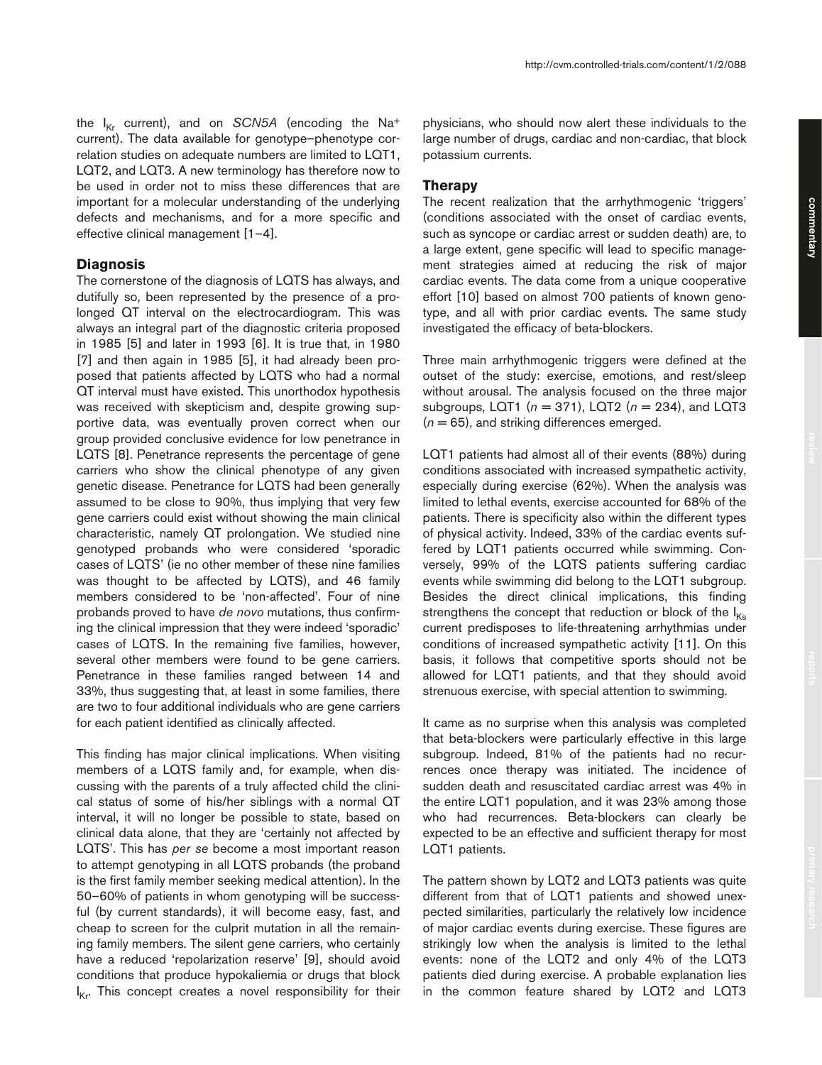the $I_{Kr}$ current), and on *SCN5A* (encoding the $Na^+$ current). The data available for genotype–phenotype correlation studies on adequate numbers are limited to LQT1, LQT2, and LQT3. A new terminology has therefore now to be used in order not to miss these differences that are important for a molecular understanding of the underlying defects and mechanisms, and for a more specific and effective clinical management [1–4].

## Diagnosis

The cornerstone of the diagnosis of LQTS has always, and dutifully so, been represented by the presence of a prolonged QT interval on the electrocardiogram. This was always an integral part of the diagnostic criteria proposed in 1985 [5] and later in 1993 [6]. It is true that, in 1980 [7] and then again in 1985 [5], it had already been proposed that patients affected by LQTS who had a normal QT interval must have existed. This unorthodox hypothesis was received with skepticism and, despite growing supportive data, was eventually proven correct when our group provided conclusive evidence for low penetrance in LQTS [8]. Penetrance represents the percentage of gene carriers who show the clinical phenotype of any given genetic disease. Penetrance for LQTS had been generally assumed to be close to 90%, thus implying that very few gene carriers could exist without showing the main clinical characteristic, namely QT prolongation. We studied nine genotyped probands who were considered 'sporadic cases of LQTS' (ie no other member of these nine families was thought to be affected by LQTS), and 46 family members considered to be 'non-affected'. Four of nine probands proved to have *de novo* mutations, thus confirming the clinical impression that they were indeed 'sporadic' cases of LQTS. In the remaining five families, however, several other members were found to be gene carriers. Penetrance in these families ranged between 14 and 33%, thus suggesting that, at least in some families, there are two to four additional individuals who are gene carriers for each patient identified as clinically affected.

This finding has major clinical implications. When visiting members of a LQTS family and, for example, when discussing with the parents of a truly affected child the clinical status of some of his/her siblings with a normal QT interval, it will no longer be possible to state, based on clinical data alone, that they are 'certainly not affected by LQTS'. This has *per se* become a most important reason to attempt genotyping in all LQTS probands (the proband is the first family member seeking medical attention). In the 50–60% of patients in whom genotyping will be successful (by current standards), it will become easy, fast, and cheap to screen for the culprit mutation in all the remaining family members. The silent gene carriers, who certainly have a reduced 'repolarization reserve' [9], should avoid conditions that produce hypokaliemia or drugs that block $I_{Kr}$. This concept creates a novel responsibility for their physicians, who should now alert these individuals to the large number of drugs, cardiac and non-cardiac, that block potassium currents.

## Therapy

The recent realization that the arrhythmogenic 'triggers' (conditions associated with the onset of cardiac events, such as syncope or cardiac arrest or sudden death) are, to a large extent, gene specific will lead to specific management strategies aimed at reducing the risk of major cardiac events. The data come from a unique cooperative effort [10] based on almost 700 patients of known genotype, and all with prior cardiac events. The same study investigated the efficacy of beta-blockers.

Three main arrhythmogenic triggers were defined at the outset of the study: exercise, emotions, and rest/sleep without arousal. The analysis focused on the three major subgroups, LQT1 ($n = 371$), LQT2 ($n = 234$), and LQT3 ($n = 65$), and striking differences emerged.

LQT1 patients had almost all of their events (88%) during conditions associated with increased sympathetic activity, especially during exercise (62%). When the analysis was limited to lethal events, exercise accounted for 68% of the patients. There is specificity also within the different types of physical activity. Indeed, 33% of the cardiac events suffered by LQT1 patients occurred while swimming. Conversely, 99% of the LQTS patients suffering cardiac events while swimming did belong to the LQT1 subgroup. Besides the direct clinical implications, this finding strengthens the concept that reduction or block of the $I_{Ks}$ current predisposes to life-threatening arrhythmias under conditions of increased sympathetic activity [11]. On this basis, it follows that competitive sports should not be allowed for LQT1 patients, and that they should avoid strenuous exercise, with special attention to swimming.

It came as no surprise when this analysis was completed that beta-blockers were particularly effective in this large subgroup. Indeed, 81% of the patients had no recurrences once therapy was initiated. The incidence of sudden death and resuscitated cardiac arrest was 4% in the entire LQT1 population, and it was 23% among those who had recurrences. Beta-blockers can clearly be expected to be an effective and sufficient therapy for most LQT1 patients.

The pattern shown by LQT2 and LQT3 patients was quite different from that of LQT1 patients and showed unexpected similarities, particularly the relatively low incidence of major cardiac events during exercise. These figures are strikingly low when the analysis is limited to the lethal events: none of the LQT2 and only 4% of the LQT3 patients died during exercise. A probable explanation lies in the common feature shared by LQT2 and LQT3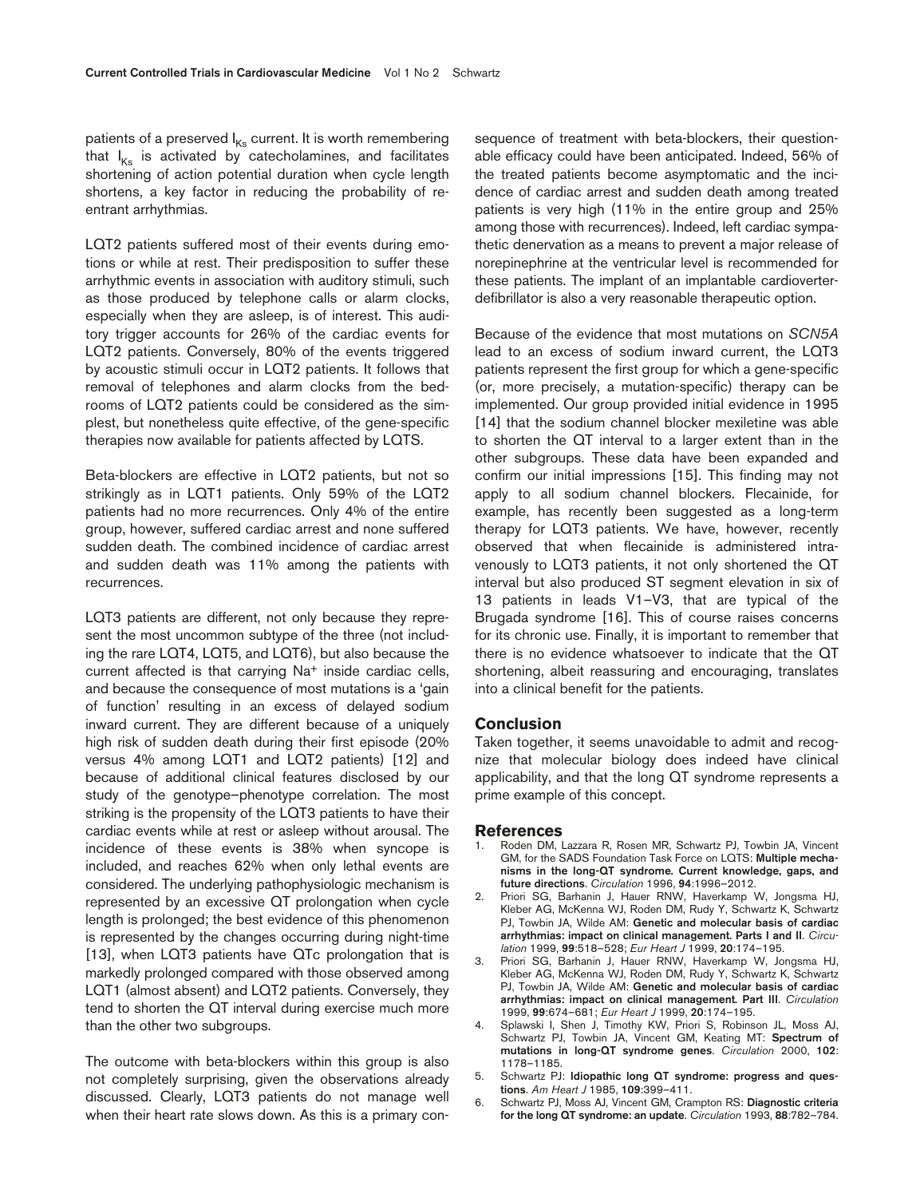patients of a preserved $I_{Ks}$ current. It is worth remembering that $I_{Ks}$ is activated by catecholamines, and facilitates shortening of action potential duration when cycle length shortens, a key factor in reducing the probability of reentrant arrhythmias.

LQT2 patients suffered most of their events during emotions or while at rest. Their predisposition to suffer these arrhythmic events in association with auditory stimuli, such as those produced by telephone calls or alarm clocks, especially when they are asleep, is of interest. This auditory trigger accounts for 26% of the cardiac events for LQT2 patients. Conversely, 80% of the events triggered by acoustic stimuli occur in LQT2 patients. It follows that removal of telephones and alarm clocks from the bedrooms of LQT2 patients could be considered as the simplest, but nonetheless quite effective, of the gene-specific therapies now available for patients affected by LQTS.

Beta-blockers are effective in LQT2 patients, but not so strikingly as in LQT1 patients. Only 59% of the LQT2 patients had no more recurrences. Only 4% of the entire group, however, suffered cardiac arrest and none suffered sudden death. The combined incidence of cardiac arrest and sudden death was 11% among the patients with recurrences.

LQT3 patients are different, not only because they represent the most uncommon subtype of the three (not including the rare LQT4, LQT5, and LQT6), but also because the current affected is that carrying $Na^+$ inside cardiac cells, and because the consequence of most mutations is a 'gain of function' resulting in an excess of delayed sodium inward current. They are different because of a uniquely high risk of sudden death during their first episode (20% versus 4% among LQT1 and LQT2 patients) [12] and because of additional clinical features disclosed by our study of the genotype–phenotype correlation. The most striking is the propensity of the LQT3 patients to have their cardiac events while at rest or asleep without arousal. The incidence of these events is 38% when syncope is included, and reaches 62% when only lethal events are considered. The underlying pathophysiologic mechanism is represented by an excessive QT prolongation when cycle length is prolonged; the best evidence of this phenomenon is represented by the changes occurring during night-time [13], when LQT3 patients have QTc prolongation that is markedly prolonged compared with those observed among LQT1 (almost absent) and LQT2 patients. Conversely, they tend to shorten the QT interval during exercise much more than the other two subgroups.

The outcome with beta-blockers within this group is also not completely surprising, given the observations already discussed. Clearly, LQT3 patients do not manage well when their heart rate slows down. As this is a primary consequence of treatment with beta-blockers, their questionable efficacy could have been anticipated. Indeed, 56% of the treated patients become asymptomatic and the incidence of cardiac arrest and sudden death among treated patients is very high (11% in the entire group and 25% among those with recurrences). Indeed, left cardiac sympathetic denervation as a means to prevent a major release of norepinephrine at the ventricular level is recommended for these patients. The implant of an implantable cardioverter-defibrillator is also a very reasonable therapeutic option.

Because of the evidence that most mutations on *SCN5A* lead to an excess of sodium inward current, the LQT3 patients represent the first group for which a gene-specific (or, more precisely, a mutation-specific) therapy can be implemented. Our group provided initial evidence in 1995 [14] that the sodium channel blocker mexiletine was able to shorten the QT interval to a larger extent than in the other subgroups. These data have been expanded and confirm our initial impressions [15]. This finding may not apply to all sodium channel blockers. Flecainide, for example, has recently been suggested as a long-term therapy for LQT3 patients. We have, however, recently observed that when flecainide is administered intravenously to LQT3 patients, it not only shortened the QT interval but also produced ST segment elevation in six of 13 patients in leads V1–V3, that are typical of the Brugada syndrome [16]. This of course raises concerns for its chronic use. Finally, it is important to remember that there is no evidence whatsoever to indicate that the QT shortening, albeit reassuring and encouraging, translates into a clinical benefit for the patients.

## Conclusion

Taken together, it seems unavoidable to admit and recognize that molecular biology does indeed have clinical applicability, and that the long QT syndrome represents a prime example of this concept.

## References

1. Roden DM, Lazzara R, Rosen MR, Schwartz PJ, Towbin JA, Vincent GM, for the SADS Foundation Task Force on LQTS: **Multiple mechanisms in the long-QT syndrome. Current knowledge, gaps, and future directions**. *Circulation* 1996, **94**:1996–2012.
2. Priori SG, Barhanin J, Hauer RNW, Haverkamp W, Jongsma HJ, Kleber AG, McKenna WJ, Roden DM, Rudy Y, Schwartz K, Schwartz PJ, Towbin JA, Wilde AM: **Genetic and molecular basis of cardiac arrhythmias: impact on clinical management. Parts I and II**. *Circulation* 1999, **99**:518–528; *Eur Heart J* 1999, **20**:174–195.
3. Priori SG, Barhanin J, Hauer RNW, Haverkamp W, Jongsma HJ, Kleber AG, McKenna WJ, Roden DM, Rudy Y, Schwartz K, Schwartz PJ, Towbin JA, Wilde AM: **Genetic and molecular basis of cardiac arrhythmias: impact on clinical management. Part III**. *Circulation* 1999, **99**:674–681; *Eur Heart J* 1999, **20**:174–195.
4. Splawski I, Shen J, Timothy KW, Priori S, Robinson JL, Moss AJ, Schwartz PJ, Towbin JA, Vincent GM, Keating MT: **Spectrum of mutations in long-QT syndrome genes**. *Circulation* 2000, **102**: 1178–1185.
5. Schwartz PJ: **Idiopathic long QT syndrome: progress and questions**. *Am Heart J* 1985, **109**:399–411.
6. Schwartz PJ, Moss AJ, Vincent GM, Crampton RS: **Diagnostic criteria for the long QT syndrome: an update**. *Circulation* 1993, **88**:782–784.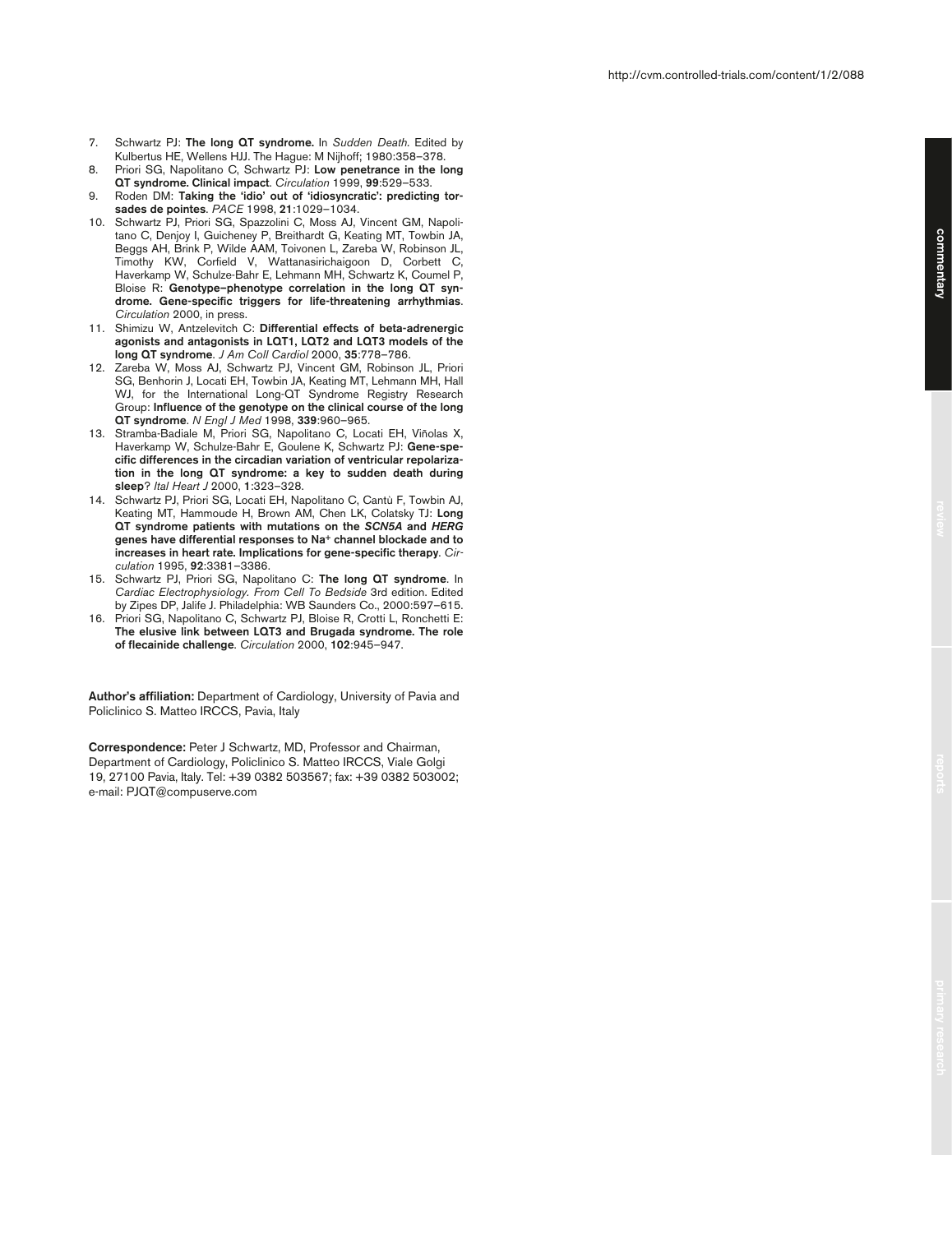7. Schwartz PJ: **The long QT syndrome.** In *Sudden Death*. Edited by Kulbertus HE, Wellens HJJ. The Hague: M Nijhoff; 1980:358–378.
8. Priori SG, Napolitano C, Schwartz PJ: **Low penetrance in the long QT syndrome. Clinical impact**. *Circulation* 1999, **99**:529–533.
9. Roden DM: **Taking the 'idio' out of 'idiosyncratic': predicting torsades de pointes**. *PACE* 1998, **21**:1029–1034.
10. Schwartz PJ, Priori SG, Spazzolini C, Moss AJ, Vincent GM, Napolitano C, Denjoy I, Guicheney P, Breithardt G, Keating MT, Towbin JA, Beggs AH, Brink P, Wilde AAM, Toivonen L, Zareba W, Robinson JL, Timothy KW, Corfield V, Wattanasirichaigoon D, Corbett C, Haverkamp W, Schulze-Bahr E, Lehmann MH, Schwartz K, Coumel P, Bloise R: **Genotype–phenotype correlation in the long QT syndrome. Gene-specific triggers for life-threatening arrhythmias**. *Circulation* 2000, in press.
11. Shimizu W, Antzelevitch C: **Differential effects of beta-adrenergic agonists and antagonists in LQT1, LQT2 and LQT3 models of the long QT syndrome**. *J Am Coll Cardiol* 2000, **35**:778–786.
12. Zareba W, Moss AJ, Schwartz PJ, Vincent GM, Robinson JL, Priori SG, Benhorin J, Locati EH, Towbin JA, Keating MT, Lehmann MH, Hall WJ, for the International Long-QT Syndrome Registry Research Group: **Influence of the genotype on the clinical course of the long QT syndrome**. *N Engl J Med* 1998, **339**:960–965.
13. Stramba-Badiale M, Priori SG, Napolitano C, Locati EH, Viñolas X, Haverkamp W, Schulze-Bahr E, Goulene K, Schwartz PJ: **Gene-specific differences in the circadian variation of ventricular repolarization in the long QT syndrome: a key to sudden death during sleep**? *Ital Heart J* 2000, **1**:323–328.
14. Schwartz PJ, Priori SG, Locati EH, Napolitano C, Cantù F, Towbin AJ, Keating MT, Hammoude H, Brown AM, Chen LK, Colatsky TJ: **Long QT syndrome patients with mutations on the *SCN5A* and *HERG* genes have differential responses to Na+ channel blockade and to increases in heart rate. Implications for gene-specific therapy**. *Circulation* 1995, **92**:3381–3386.
15. Schwartz PJ, Priori SG, Napolitano C: **The long QT syndrome**. In *Cardiac Electrophysiology. From Cell To Bedside* 3rd edition. Edited by Zipes DP, Jalife J. Philadelphia: WB Saunders Co., 2000:597–615.
16. Priori SG, Napolitano C, Schwartz PJ, Bloise R, Crotti L, Ronchetti E: **The elusive link between LQT3 and Brugada syndrome. The role of flecainide challenge**. *Circulation* 2000, **102**:945–947.

**Author's affiliation:** Department of Cardiology, University of Pavia and Policlinico S. Matteo IRCCS, Pavia, Italy

**Correspondence:** Peter J Schwartz, MD, Professor and Chairman, Department of Cardiology, Policlinico S. Matteo IRCCS, Viale Golgi 19, 27100 Pavia, Italy. Tel: +39 0382 503567; fax: +39 0382 503002; e-mail: PJQT@compuserve.com